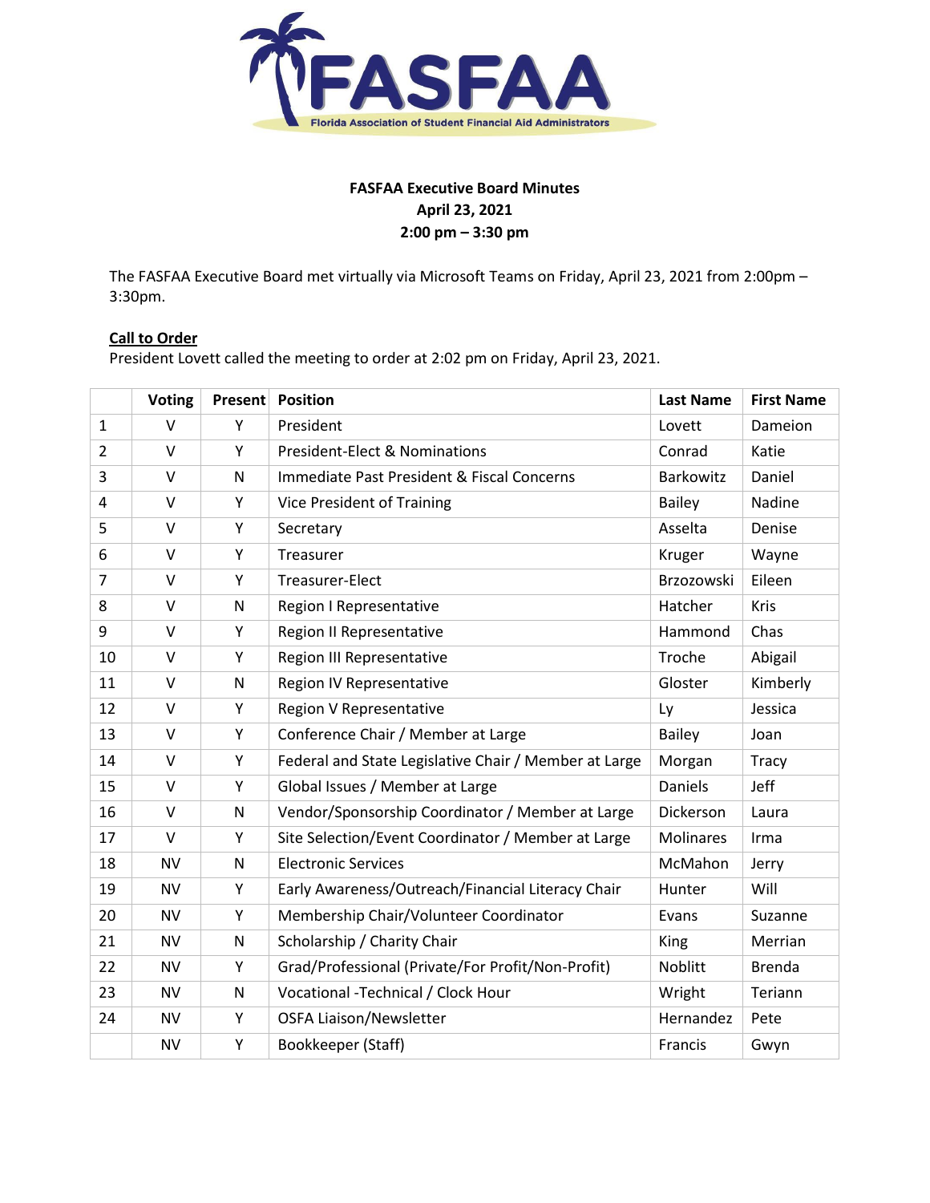**FASFAA Executive Board Minutes**
**April 23, 2021**
**2:00 pm – 3:30 pm**

The FASFAA Executive Board met virtually via Microsoft Teams on Friday, April 23, 2021 from 2:00pm – 3:30pm.

**Call to Order**

President Lovett called the meeting to order at 2:02 pm on Friday, April 23, 2021.

| | Voting | Present | Position | Last Name | First Name |
|---|---|---|---|---|---|
| 1 | V | Y | President | Lovett | Dameion |
| 2 | V | Y | President-Elect & Nominations | Conrad | Katie |
| 3 | V | N | Immediate Past President & Fiscal Concerns | Barkowitz | Daniel |
| 4 | V | Y | Vice President of Training | Bailey | Nadine |
| 5 | V | Y | Secretary | Asselta | Denise |
| 6 | V | Y | Treasurer | Kruger | Wayne |
| 7 | V | Y | Treasurer-Elect | Brzozowski | Eileen |
| 8 | V | N | Region I Representative | Hatcher | Kris |
| 9 | V | Y | Region II Representative | Hammond | Chas |
| 10 | V | Y | Region III Representative | Troche | Abigail |
| 11 | V | N | Region IV Representative | Gloster | Kimberly |
| 12 | V | Y | Region V Representative | Ly | Jessica |
| 13 | V | Y | Conference Chair / Member at Large | Bailey | Joan |
| 14 | V | Y | Federal and State Legislative Chair / Member at Large | Morgan | Tracy |
| 15 | V | Y | Global Issues / Member at Large | Daniels | Jeff |
| 16 | V | N | Vendor/Sponsorship Coordinator / Member at Large | Dickerson | Laura |
| 17 | V | Y | Site Selection/Event Coordinator / Member at Large | Molinares | Irma |
| 18 | NV | N | Electronic Services | McMahon | Jerry |
| 19 | NV | Y | Early Awareness/Outreach/Financial Literacy Chair | Hunter | Will |
| 20 | NV | Y | Membership Chair/Volunteer Coordinator | Evans | Suzanne |
| 21 | NV | N | Scholarship / Charity Chair | King | Merrian |
| 22 | NV | Y | Grad/Professional (Private/For Profit/Non-Profit) | Noblitt | Brenda |
| 23 | NV | N | Vocational -Technical / Clock Hour | Wright | Teriann |
| 24 | NV | Y | OSFA Liaison/Newsletter | Hernandez | Pete |
| | NV | Y | Bookkeeper (Staff) | Francis | Gwyn |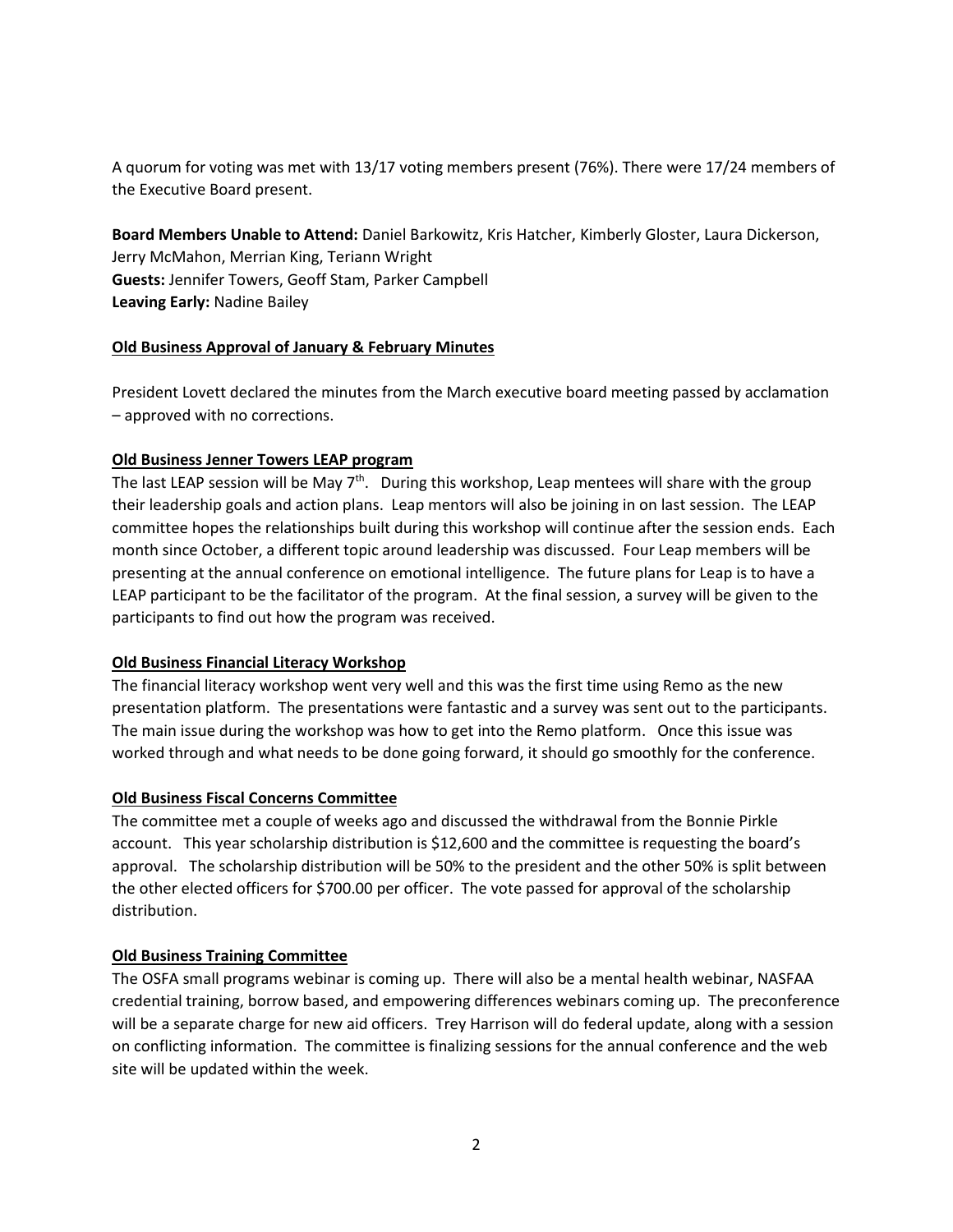A quorum for voting was met with 13/17 voting members present (76%). There were 17/24 members of the Executive Board present.

**Board Members Unable to Attend:** Daniel Barkowitz, Kris Hatcher, Kimberly Gloster, Laura Dickerson, Jerry McMahon, Merrian King, Teriann Wright
**Guests:** Jennifer Towers, Geoff Stam, Parker Campbell
**Leaving Early:** Nadine Bailey

**Old Business Approval of January & February Minutes**

President Lovett declared the minutes from the March executive board meeting passed by acclamation – approved with no corrections.

**Old Business Jenner Towers LEAP program**

The last LEAP session will be May 7th. During this workshop, Leap mentees will share with the group their leadership goals and action plans. Leap mentors will also be joining in on last session. The LEAP committee hopes the relationships built during this workshop will continue after the session ends. Each month since October, a different topic around leadership was discussed. Four Leap members will be presenting at the annual conference on emotional intelligence. The future plans for Leap is to have a LEAP participant to be the facilitator of the program. At the final session, a survey will be given to the participants to find out how the program was received.

**Old Business Financial Literacy Workshop**

The financial literacy workshop went very well and this was the first time using Remo as the new presentation platform. The presentations were fantastic and a survey was sent out to the participants. The main issue during the workshop was how to get into the Remo platform. Once this issue was worked through and what needs to be done going forward, it should go smoothly for the conference.

**Old Business Fiscal Concerns Committee**

The committee met a couple of weeks ago and discussed the withdrawal from the Bonnie Pirkle account. This year scholarship distribution is $12,600 and the committee is requesting the board's approval. The scholarship distribution will be 50% to the president and the other 50% is split between the other elected officers for $700.00 per officer. The vote passed for approval of the scholarship distribution.

**Old Business Training Committee**

The OSFA small programs webinar is coming up. There will also be a mental health webinar, NASFAA credential training, borrow based, and empowering differences webinars coming up. The preconference will be a separate charge for new aid officers. Trey Harrison will do federal update, along with a session on conflicting information. The committee is finalizing sessions for the annual conference and the web site will be updated within the week.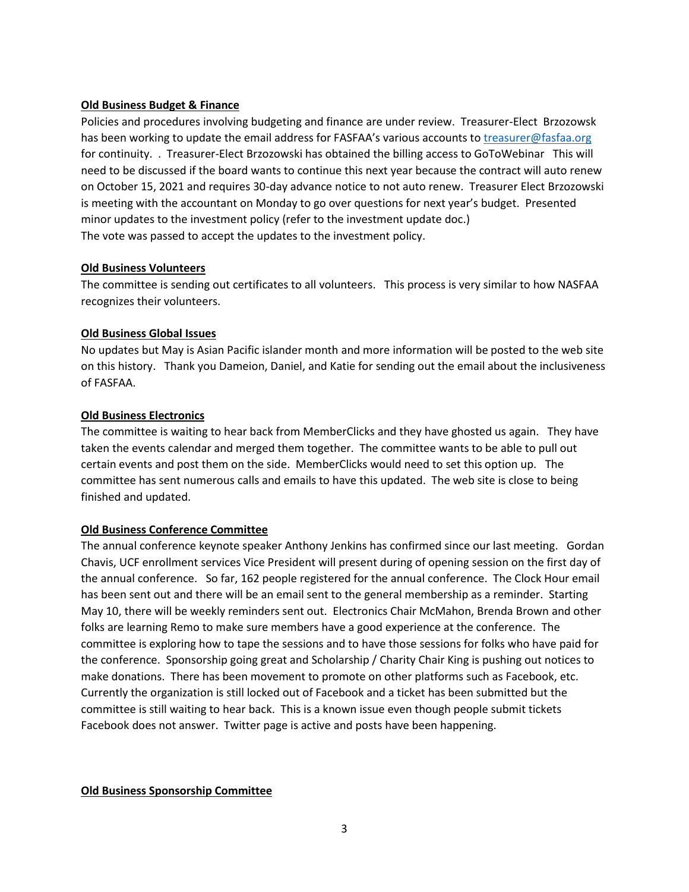**Old Business Budget & Finance**

Policies and procedures involving budgeting and finance are under review. Treasurer-Elect Brzozowsk has been working to update the email address for FASFAA's various accounts to treasurer@fasfaa.org for continuity. . Treasurer-Elect Brzozowski has obtained the billing access to GoToWebinar This will need to be discussed if the board wants to continue this next year because the contract will auto renew on October 15, 2021 and requires 30-day advance notice to not auto renew. Treasurer Elect Brzozowski is meeting with the accountant on Monday to go over questions for next year's budget. Presented minor updates to the investment policy (refer to the investment update doc.)
The vote was passed to accept the updates to the investment policy.

**Old Business Volunteers**

The committee is sending out certificates to all volunteers. This process is very similar to how NASFAA recognizes their volunteers.

**Old Business Global Issues**

No updates but May is Asian Pacific islander month and more information will be posted to the web site on this history. Thank you Dameion, Daniel, and Katie for sending out the email about the inclusiveness of FASFAA.

**Old Business Electronics**

The committee is waiting to hear back from MemberClicks and they have ghosted us again. They have taken the events calendar and merged them together. The committee wants to be able to pull out certain events and post them on the side. MemberClicks would need to set this option up. The committee has sent numerous calls and emails to have this updated. The web site is close to being finished and updated.

**Old Business Conference Committee**

The annual conference keynote speaker Anthony Jenkins has confirmed since our last meeting. Gordan Chavis, UCF enrollment services Vice President will present during of opening session on the first day of the annual conference. So far, 162 people registered for the annual conference. The Clock Hour email has been sent out and there will be an email sent to the general membership as a reminder. Starting May 10, there will be weekly reminders sent out. Electronics Chair McMahon, Brenda Brown and other folks are learning Remo to make sure members have a good experience at the conference. The committee is exploring how to tape the sessions and to have those sessions for folks who have paid for the conference. Sponsorship going great and Scholarship / Charity Chair King is pushing out notices to make donations. There has been movement to promote on other platforms such as Facebook, etc. Currently the organization is still locked out of Facebook and a ticket has been submitted but the committee is still waiting to hear back. This is a known issue even though people submit tickets Facebook does not answer. Twitter page is active and posts have been happening.

**Old Business Sponsorship Committee**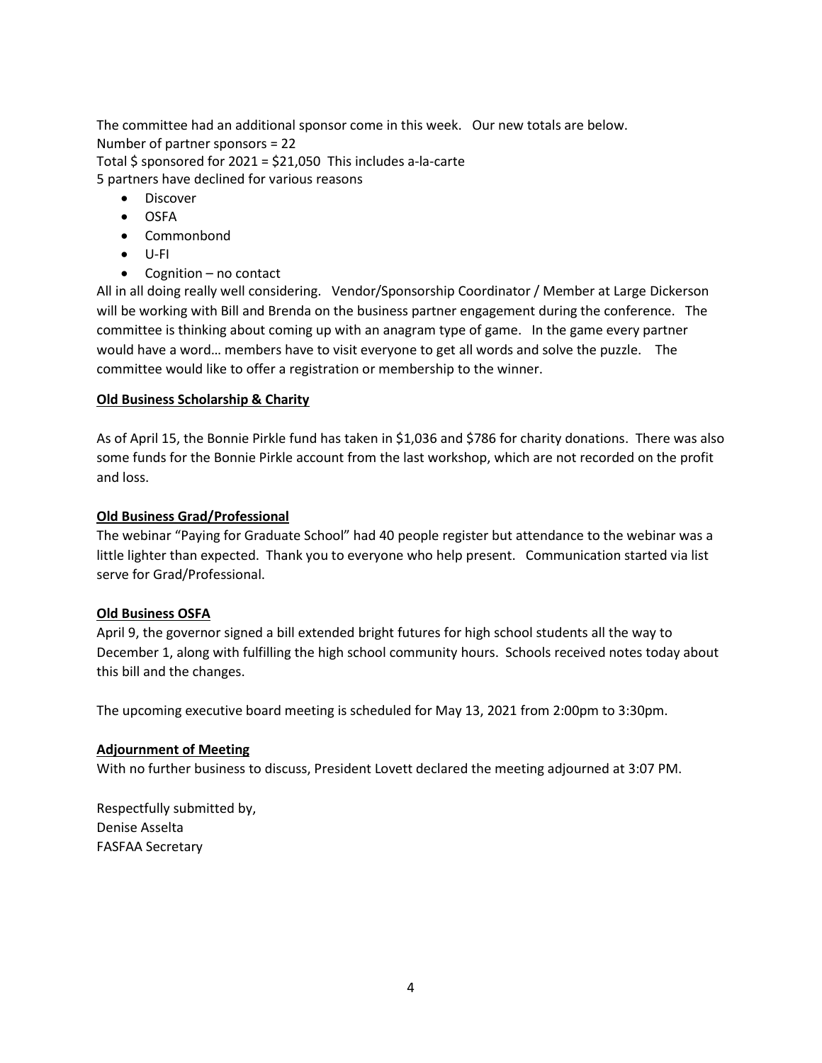The committee had an additional sponsor come in this week. Our new totals are below.
Number of partner sponsors = 22
Total $ sponsored for 2021 = $21,050 This includes a-la-carte
5 partners have declined for various reasons

- Discover
- OSFA
- Commonbond
- U-FI
- Cognition – no contact

All in all doing really well considering. Vendor/Sponsorship Coordinator / Member at Large Dickerson will be working with Bill and Brenda on the business partner engagement during the conference. The committee is thinking about coming up with an anagram type of game. In the game every partner would have a word… members have to visit everyone to get all words and solve the puzzle. The committee would like to offer a registration or membership to the winner.

**Old Business Scholarship & Charity**

As of April 15, the Bonnie Pirkle fund has taken in $1,036 and $786 for charity donations. There was also some funds for the Bonnie Pirkle account from the last workshop, which are not recorded on the profit and loss.

**Old Business Grad/Professional**

The webinar "Paying for Graduate School" had 40 people register but attendance to the webinar was a little lighter than expected. Thank you to everyone who help present. Communication started via list serve for Grad/Professional.

**Old Business OSFA**

April 9, the governor signed a bill extended bright futures for high school students all the way to December 1, along with fulfilling the high school community hours. Schools received notes today about this bill and the changes.

The upcoming executive board meeting is scheduled for May 13, 2021 from 2:00pm to 3:30pm.

**Adjournment of Meeting**

With no further business to discuss, President Lovett declared the meeting adjourned at 3:07 PM.

Respectfully submitted by,
Denise Asselta
FASFAA Secretary